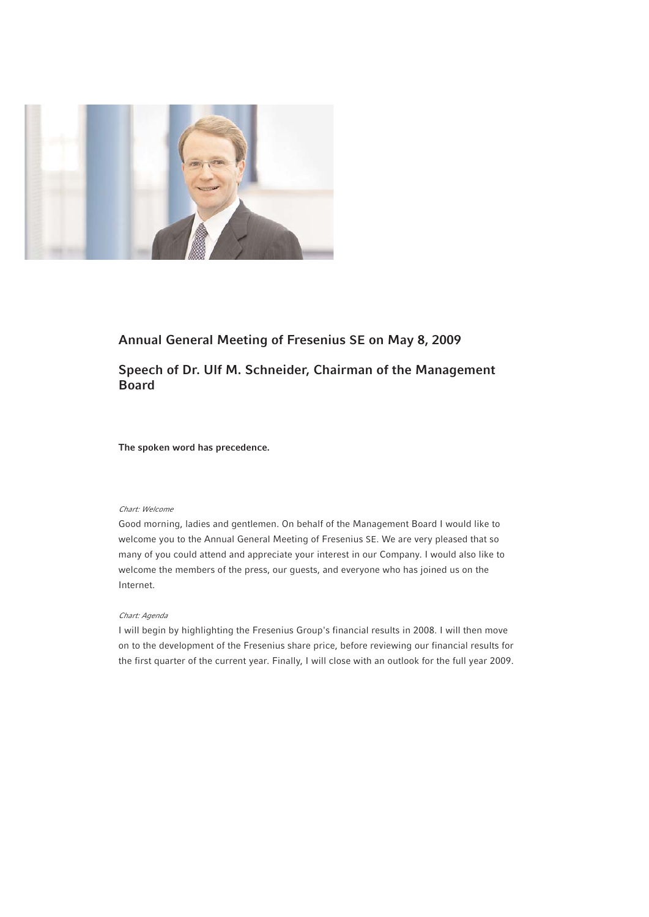# Annual General Meeting of Fresenius SE on May 8, 2009

# Speech of Dr. Ulf M. Schneider, Chairman of the Management Board

**The spoken word has precedence.**

*Chart: Welcome*

Good morning, ladies and gentlemen. On behalf of the Management Board I would like to welcome you to the Annual General Meeting of Fresenius SE. We are very pleased that so many of you could attend and appreciate your interest in our Company. I would also like to welcome the members of the press, our guests, and everyone who has joined us on the Internet.

*Chart: Agenda*

I will begin by highlighting the Fresenius Group's financial results in 2008. I will then move on to the development of the Fresenius share price, before reviewing our financial results for the first quarter of the current year. Finally, I will close with an outlook for the full year 2009.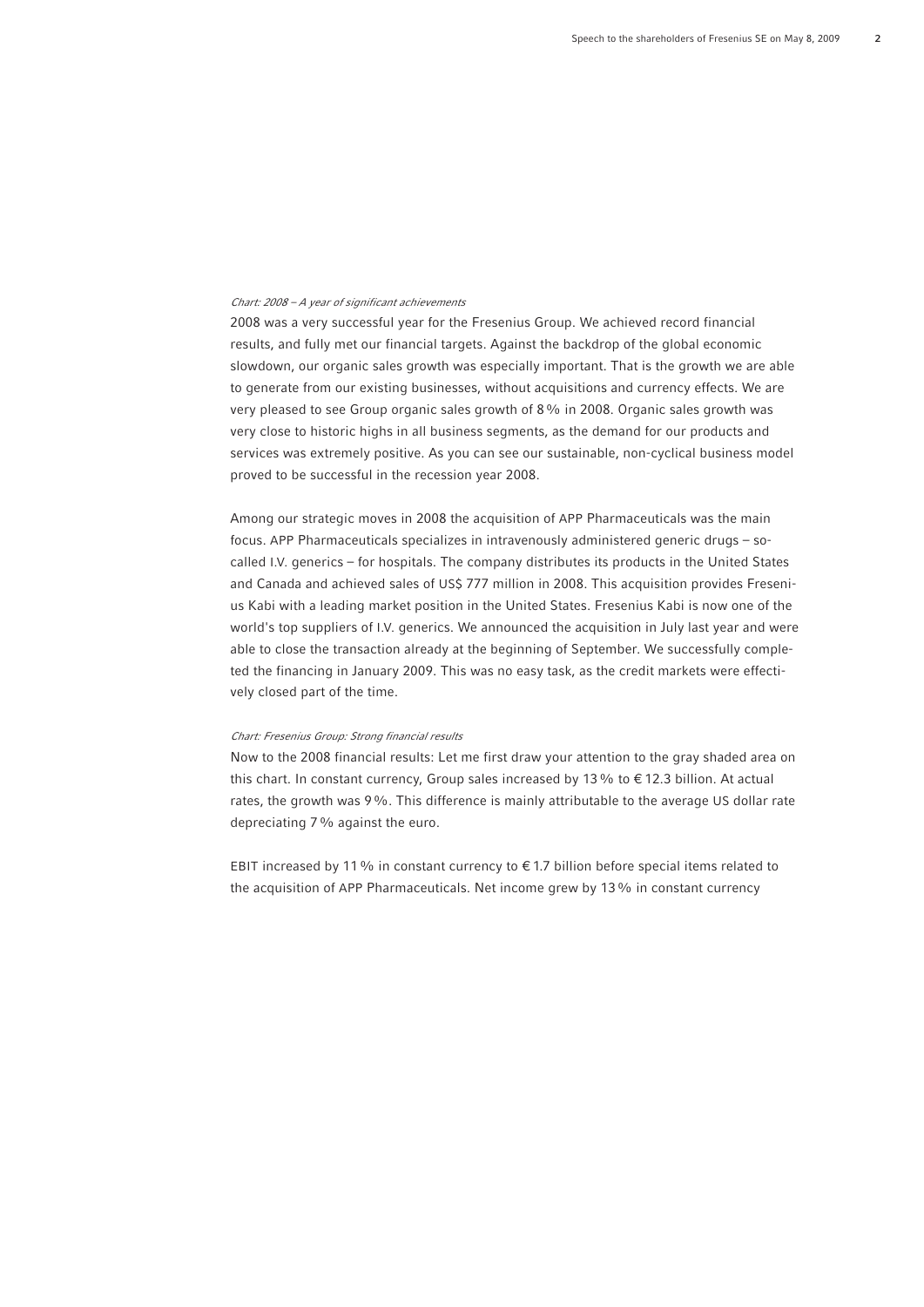*Chart: 2008 – A year of significant achievements*

2008 was a very successful year for the Fresenius Group. We achieved record financial results, and fully met our financial targets. Against the backdrop of the global economic slowdown, our organic sales growth was especially important. That is the growth we are able to generate from our existing businesses, without acquisitions and currency effects. We are very pleased to see Group organic sales growth of 8 % in 2008. Organic sales growth was very close to historic highs in all business segments, as the demand for our products and services was extremely positive. As you can see our sustainable, non-cyclical business model proved to be successful in the recession year 2008.

Among our strategic moves in 2008 the acquisition of APP Pharmaceuticals was the main focus. APP Pharmaceuticals specializes in intravenously administered generic drugs – so-called I.V. generics – for hospitals. The company distributes its products in the United States and Canada and achieved sales of US$ 777 million in 2008. This acquisition provides Fresenius Kabi with a leading market position in the United States. Fresenius Kabi is now one of the world's top suppliers of I.V. generics. We announced the acquisition in July last year and were able to close the transaction already at the beginning of September. We successfully completed the financing in January 2009. This was no easy task, as the credit markets were effectively closed part of the time.

*Chart: Fresenius Group: Strong financial results*

Now to the 2008 financial results: Let me first draw your attention to the gray shaded area on this chart. In constant currency, Group sales increased by 13 % to € 12.3 billion. At actual rates, the growth was 9 %. This difference is mainly attributable to the average US dollar rate depreciating 7 % against the euro.

EBIT increased by 11 % in constant currency to € 1.7 billion before special items related to the acquisition of APP Pharmaceuticals. Net income grew by 13 % in constant currency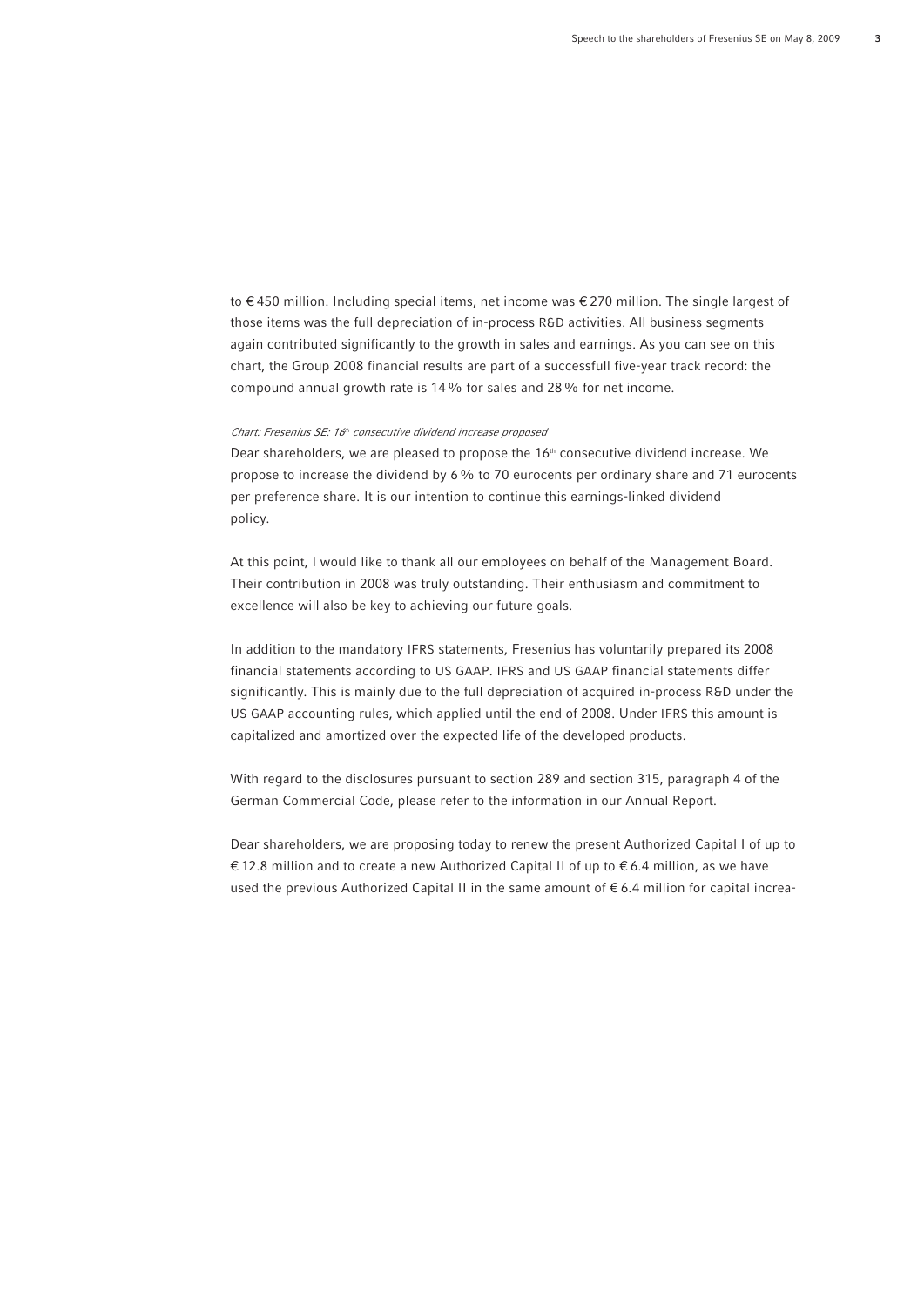to € 450 million. Including special items, net income was € 270 million. The single largest of those items was the full depreciation of in-process R&D activities. All business segments again contributed significantly to the growth in sales and earnings. As you can see on this chart, the Group 2008 financial results are part of a successfull five-year track record: the compound annual growth rate is 14 % for sales and 28 % for net income.

*Chart: Fresenius SE: 16th consecutive dividend increase proposed*

Dear shareholders, we are pleased to propose the 16th consecutive dividend increase. We propose to increase the dividend by 6 % to 70 eurocents per ordinary share and 71 eurocents per preference share. It is our intention to continue this earnings-linked dividend policy.

At this point, I would like to thank all our employees on behalf of the Management Board. Their contribution in 2008 was truly outstanding. Their enthusiasm and commitment to excellence will also be key to achieving our future goals.

In addition to the mandatory IFRS statements, Fresenius has voluntarily prepared its 2008 financial statements according to US GAAP. IFRS and US GAAP financial statements differ significantly. This is mainly due to the full depreciation of acquired in-process R&D under the US GAAP accounting rules, which applied until the end of 2008. Under IFRS this amount is capitalized and amortized over the expected life of the developed products.

With regard to the disclosures pursuant to section 289 and section 315, paragraph 4 of the German Commercial Code, please refer to the information in our Annual Report.

Dear shareholders, we are proposing today to renew the present Authorized Capital I of up to € 12.8 million and to create a new Authorized Capital II of up to € 6.4 million, as we have used the previous Authorized Capital II in the same amount of € 6.4 million for capital increa-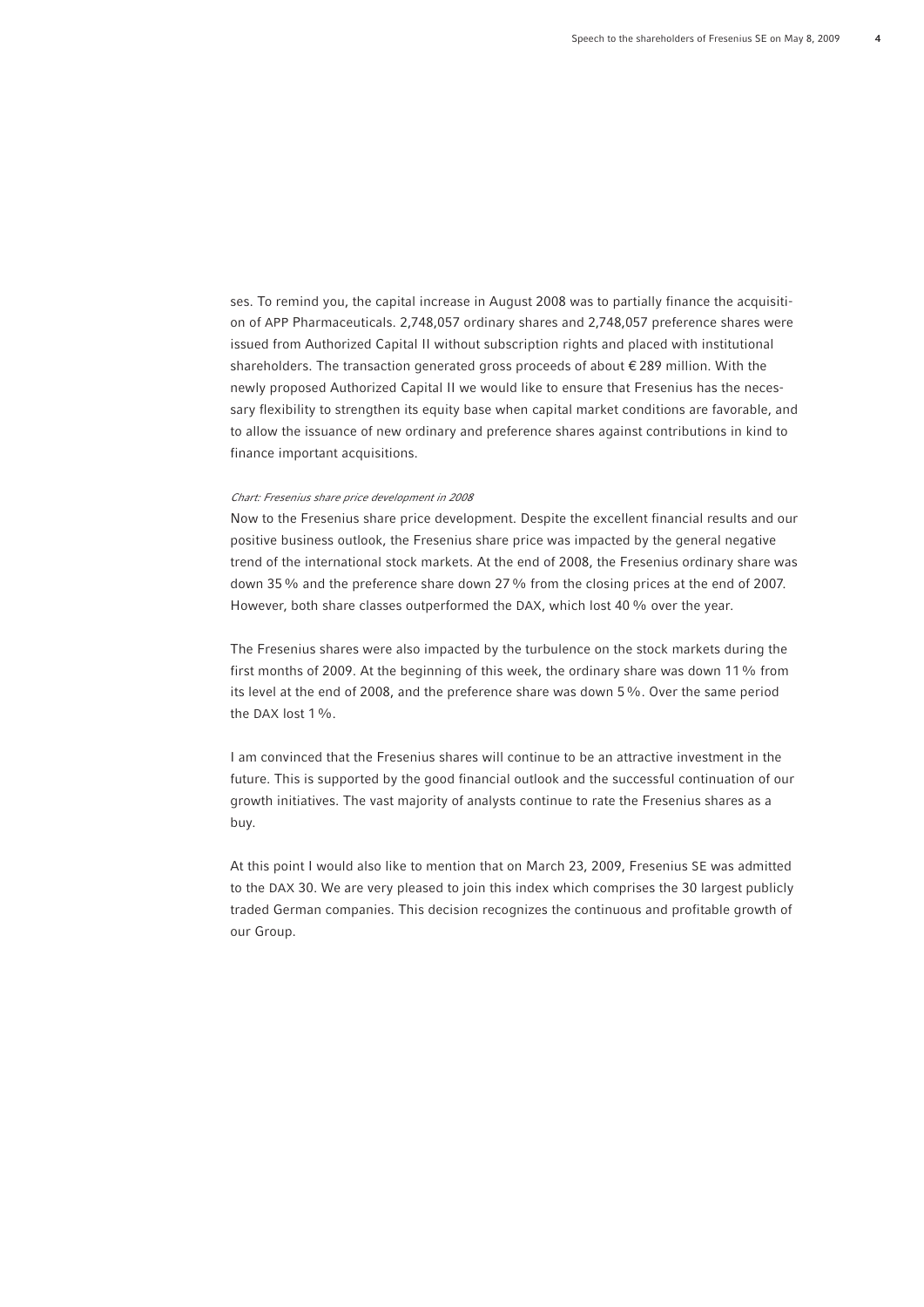ses. To remind you, the capital increase in August 2008 was to partially finance the acquisition of APP Pharmaceuticals. 2,748,057 ordinary shares and 2,748,057 preference shares were issued from Authorized Capital II without subscription rights and placed with institutional shareholders. The transaction generated gross proceeds of about € 289 million. With the newly proposed Authorized Capital II we would like to ensure that Fresenius has the necessary flexibility to strengthen its equity base when capital market conditions are favorable, and to allow the issuance of new ordinary and preference shares against contributions in kind to finance important acquisitions.

*Chart: Fresenius share price development in 2008*

Now to the Fresenius share price development. Despite the excellent financial results and our positive business outlook, the Fresenius share price was impacted by the general negative trend of the international stock markets. At the end of 2008, the Fresenius ordinary share was down 35 % and the preference share down 27 % from the closing prices at the end of 2007. However, both share classes outperformed the DAX, which lost 40 % over the year.

The Fresenius shares were also impacted by the turbulence on the stock markets during the first months of 2009. At the beginning of this week, the ordinary share was down 11 % from its level at the end of 2008, and the preference share was down 5 %. Over the same period the DAX lost 1 %.

I am convinced that the Fresenius shares will continue to be an attractive investment in the future. This is supported by the good financial outlook and the successful continuation of our growth initiatives. The vast majority of analysts continue to rate the Fresenius shares as a buy.

At this point I would also like to mention that on March 23, 2009, Fresenius SE was admitted to the DAX 30. We are very pleased to join this index which comprises the 30 largest publicly traded German companies. This decision recognizes the continuous and profitable growth of our Group.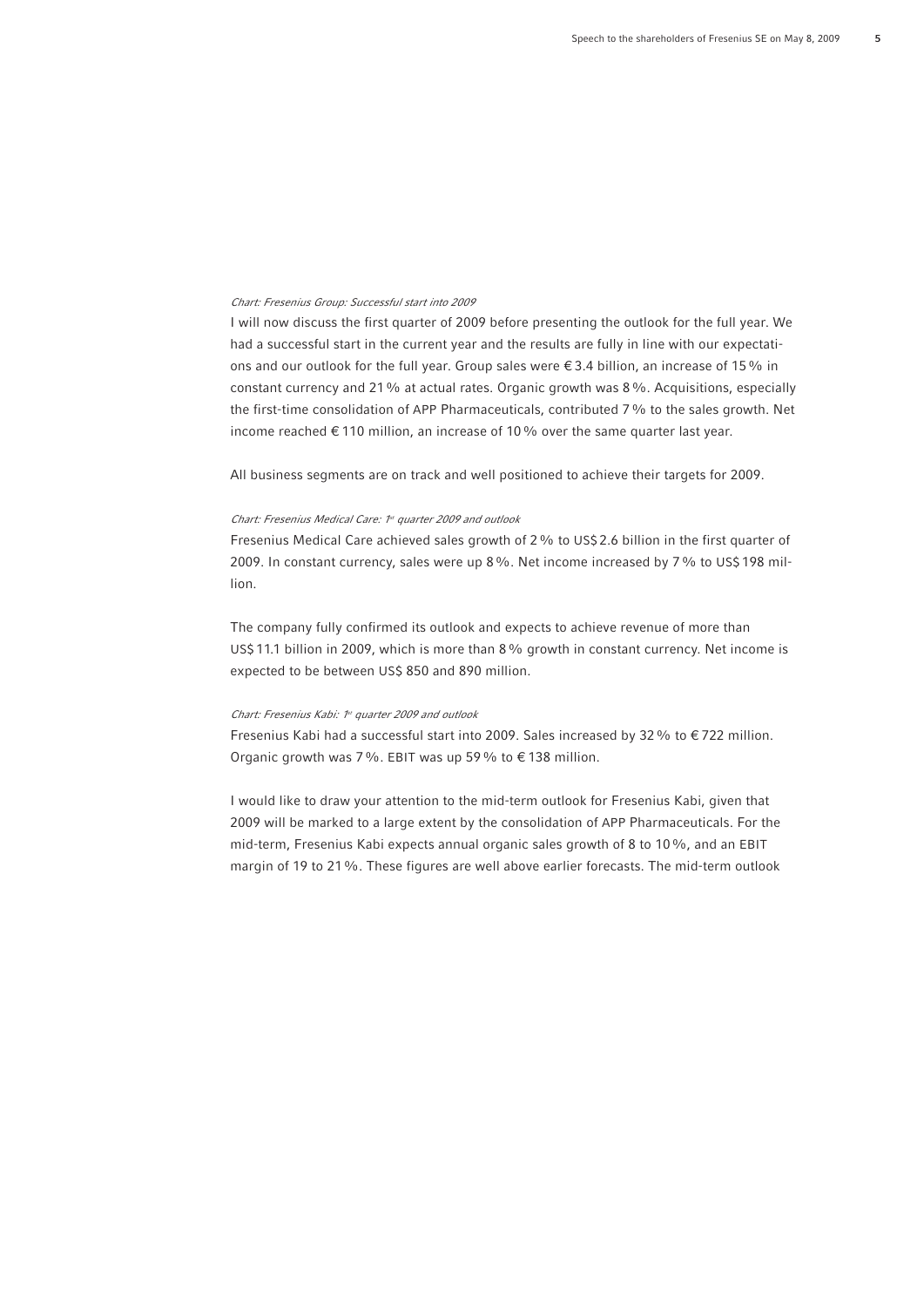*Chart: Fresenius Group: Successful start into 2009*

I will now discuss the first quarter of 2009 before presenting the outlook for the full year. We had a successful start in the current year and the results are fully in line with our expectations and our outlook for the full year. Group sales were € 3.4 billion, an increase of 15 % in constant currency and 21 % at actual rates. Organic growth was 8 %. Acquisitions, especially the first-time consolidation of APP Pharmaceuticals, contributed 7 % to the sales growth. Net income reached € 110 million, an increase of 10 % over the same quarter last year.

All business segments are on track and well positioned to achieve their targets for 2009.

*Chart: Fresenius Medical Care: 1st quarter 2009 and outlook*

Fresenius Medical Care achieved sales growth of 2 % to US$ 2.6 billion in the first quarter of 2009. In constant currency, sales were up 8 %. Net income increased by 7 % to US$ 198 million.

The company fully confirmed its outlook and expects to achieve revenue of more than US$ 11.1 billion in 2009, which is more than 8 % growth in constant currency. Net income is expected to be between US$ 850 and 890 million.

*Chart: Fresenius Kabi: 1st quarter 2009 and outlook*

Fresenius Kabi had a successful start into 2009. Sales increased by 32 % to € 722 million. Organic growth was 7 %. EBIT was up 59 % to € 138 million.

I would like to draw your attention to the mid-term outlook for Fresenius Kabi, given that 2009 will be marked to a large extent by the consolidation of APP Pharmaceuticals. For the mid-term, Fresenius Kabi expects annual organic sales growth of 8 to 10 %, and an EBIT margin of 19 to 21 %. These figures are well above earlier forecasts. The mid-term outlook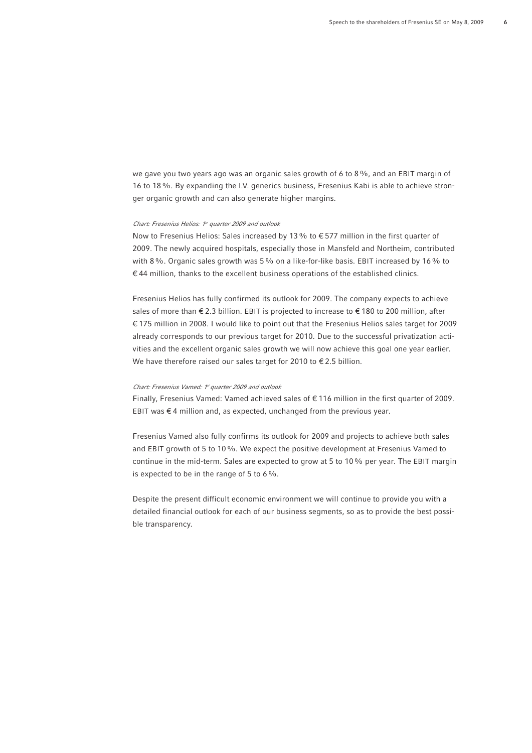we gave you two years ago was an organic sales growth of 6 to 8 %, and an EBIT margin of 16 to 18 %. By expanding the I.V. generics business, Fresenius Kabi is able to achieve stronger organic growth and can also generate higher margins.

*Chart: Fresenius Helios: 1st quarter 2009 and outlook*

Now to Fresenius Helios: Sales increased by 13 % to € 577 million in the first quarter of 2009. The newly acquired hospitals, especially those in Mansfeld and Northeim, contributed with 8 %. Organic sales growth was 5 % on a like-for-like basis. EBIT increased by 16 % to € 44 million, thanks to the excellent business operations of the established clinics.

Fresenius Helios has fully confirmed its outlook for 2009. The company expects to achieve sales of more than € 2.3 billion. EBIT is projected to increase to € 180 to 200 million, after € 175 million in 2008. I would like to point out that the Fresenius Helios sales target for 2009 already corresponds to our previous target for 2010. Due to the successful privatization activities and the excellent organic sales growth we will now achieve this goal one year earlier. We have therefore raised our sales target for 2010 to € 2.5 billion.

*Chart: Fresenius Vamed: 1st quarter 2009 and outlook*

Finally, Fresenius Vamed: Vamed achieved sales of € 116 million in the first quarter of 2009. EBIT was € 4 million and, as expected, unchanged from the previous year.

Fresenius Vamed also fully confirms its outlook for 2009 and projects to achieve both sales and EBIT growth of 5 to 10 %. We expect the positive development at Fresenius Vamed to continue in the mid-term. Sales are expected to grow at 5 to 10 % per year. The EBIT margin is expected to be in the range of 5 to 6 %.

Despite the present difficult economic environment we will continue to provide you with a detailed financial outlook for each of our business segments, so as to provide the best possible transparency.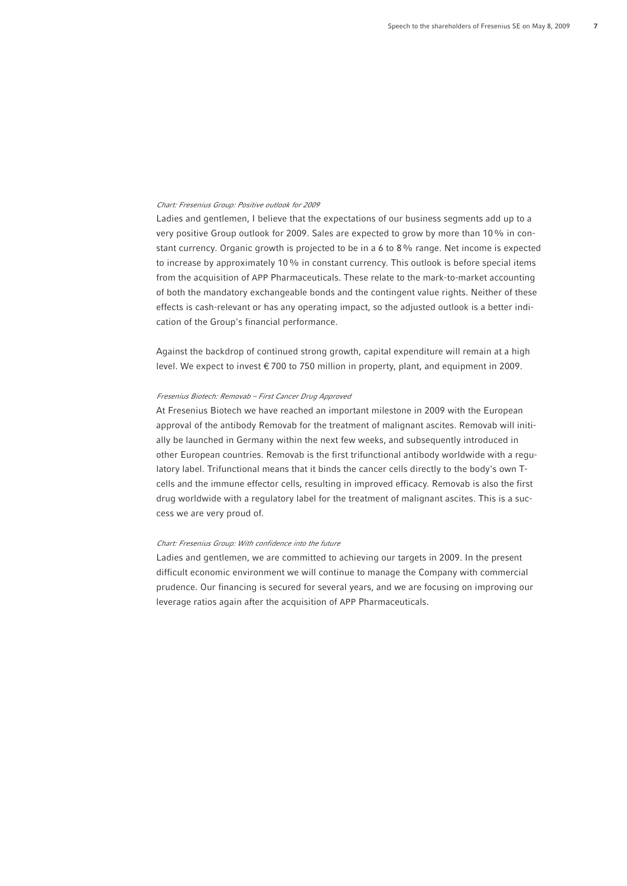*Chart: Fresenius Group: Positive outlook for 2009*

Ladies and gentlemen, I believe that the expectations of our business segments add up to a very positive Group outlook for 2009. Sales are expected to grow by more than 10 % in constant currency. Organic growth is projected to be in a 6 to 8 % range. Net income is expected to increase by approximately 10 % in constant currency. This outlook is before special items from the acquisition of APP Pharmaceuticals. These relate to the mark-to-market accounting of both the mandatory exchangeable bonds and the contingent value rights. Neither of these effects is cash-relevant or has any operating impact, so the adjusted outlook is a better indication of the Group's financial performance.

Against the backdrop of continued strong growth, capital expenditure will remain at a high level. We expect to invest € 700 to 750 million in property, plant, and equipment in 2009.

*Fresenius Biotech: Removab – First Cancer Drug Approved*

At Fresenius Biotech we have reached an important milestone in 2009 with the European approval of the antibody Removab for the treatment of malignant ascites. Removab will initially be launched in Germany within the next few weeks, and subsequently introduced in other European countries. Removab is the first trifunctional antibody worldwide with a regulatory label. Trifunctional means that it binds the cancer cells directly to the body's own T-cells and the immune effector cells, resulting in improved efficacy. Removab is also the first drug worldwide with a regulatory label for the treatment of malignant ascites. This is a success we are very proud of.

*Chart: Fresenius Group: With confidence into the future*

Ladies and gentlemen, we are committed to achieving our targets in 2009. In the present difficult economic environment we will continue to manage the Company with commercial prudence. Our financing is secured for several years, and we are focusing on improving our leverage ratios again after the acquisition of APP Pharmaceuticals.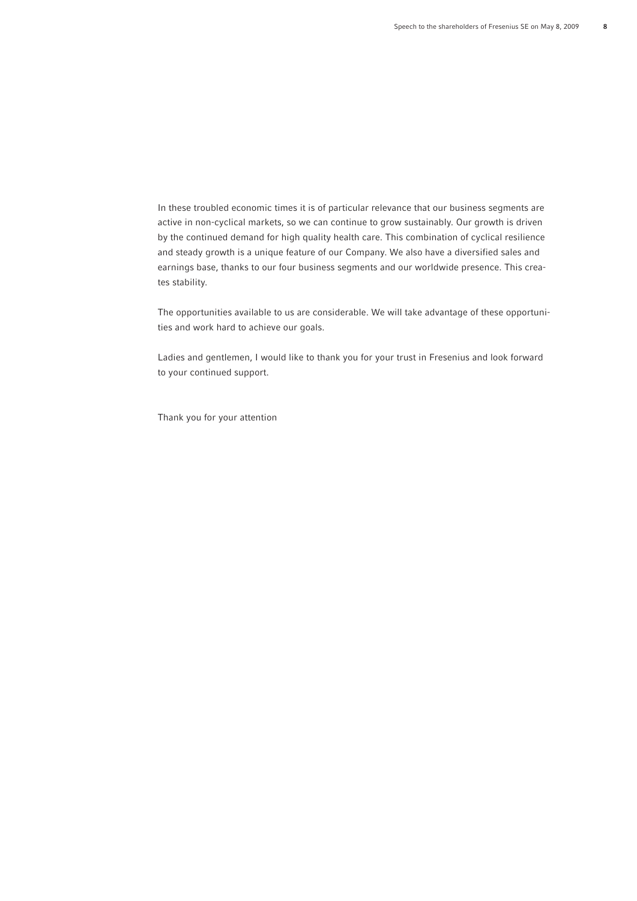In these troubled economic times it is of particular relevance that our business segments are active in non-cyclical markets, so we can continue to grow sustainably. Our growth is driven by the continued demand for high quality health care. This combination of cyclical resilience and steady growth is a unique feature of our Company. We also have a diversified sales and earnings base, thanks to our four business segments and our worldwide presence. This creates stability.

The opportunities available to us are considerable. We will take advantage of these opportunities and work hard to achieve our goals.

Ladies and gentlemen, I would like to thank you for your trust in Fresenius and look forward to your continued support.

Thank you for your attention